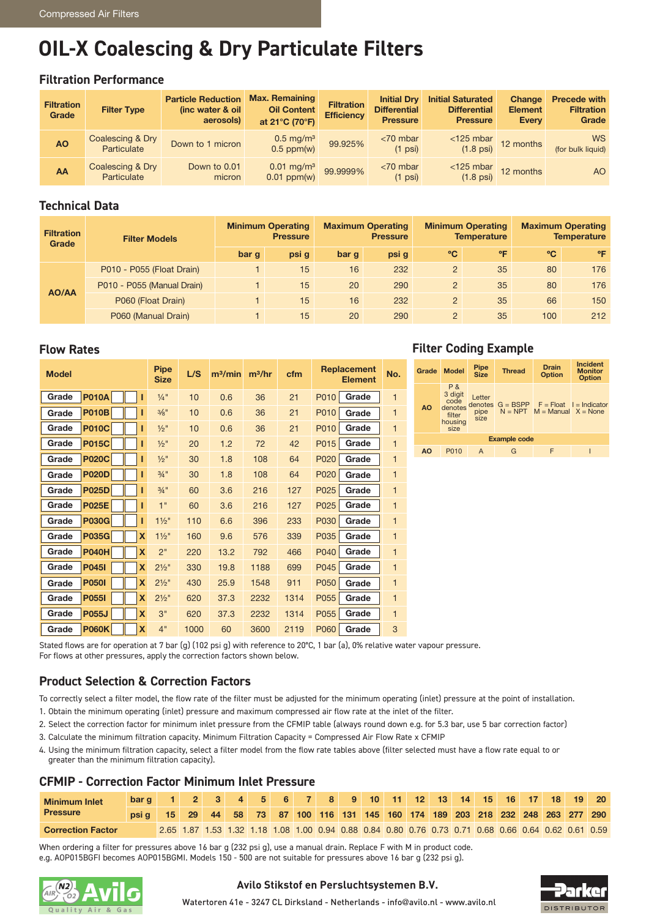# OIL-X Coalescing & Dry Particulate Filters

## Filtration Performance

| Filtration Grade | Filter Type | Particle Reduction (inc water & oil aerosols) | Max. Remaining Oil Content at 21°C (70°F) | Filtration Efficiency | Initial Dry Differential Pressure | Initial Saturated Differential Pressure | Change Element Every | Precede with Filtration Grade |
|---|---|---|---|---|---|---|---|---|
| AO | Coalescing & Dry Particulate | Down to 1 micron | 0.5 mg/m³ 0.5 ppm(w) | 99.925% | <70 mbar (1 psi) | <125 mbar (1.8 psi) | 12 months | WS (for bulk liquid) |
| AA | Coalescing & Dry Particulate | Down to 0.01 micron | 0.01 mg/m³ 0.01 ppm(w) | 99.9999% | <70 mbar (1 psi) | <125 mbar (1.8 psi) | 12 months | AO |

## Technical Data

| Filtration Grade | Filter Models | Minimum Operating Pressure | | Maximum Operating Pressure | | Minimum Operating Temperature | | Maximum Operating Temperature | |
|---|---|---|---|---|---|---|---|---|---|
| | | bar g | psi g | bar g | psi g | °C | °F | °C | °F |
| AO/AA | P010 - P055 (Float Drain) | 1 | 15 | 16 | 232 | 2 | 35 | 80 | 176 |
| | P010 - P055 (Manual Drain) | 1 | 15 | 20 | 290 | 2 | 35 | 80 | 176 |
| | P060 (Float Drain) | 1 | 15 | 16 | 232 | 2 | 35 | 66 | 150 |
| | P060 (Manual Drain) | 1 | 15 | 20 | 290 | 2 | 35 | 100 | 212 |

## Flow Rates

| Model | | | | | Pipe Size | L/S | m³/min | m³/hr | cfm | Replacement Element | | No. |
|---|---|---|---|---|---|---|---|---|---|---|---|---|
| Grade | P010A | | | I | ¼" | 10 | 0.6 | 36 | 21 | P010 | Grade | 1 |
| Grade | P010B | | | I | ⅜" | 10 | 0.6 | 36 | 21 | P010 | Grade | 1 |
| Grade | P010C | | | I | ½" | 10 | 0.6 | 36 | 21 | P010 | Grade | 1 |
| Grade | P015C | | | I | ½" | 20 | 1.2 | 72 | 42 | P015 | Grade | 1 |
| Grade | P020C | | | I | ½" | 30 | 1.8 | 108 | 64 | P020 | Grade | 1 |
| Grade | P020D | | | I | ¾" | 30 | 1.8 | 108 | 64 | P020 | Grade | 1 |
| Grade | P025D | | | I | ¾" | 60 | 3.6 | 216 | 127 | P025 | Grade | 1 |
| Grade | P025E | | | I | 1" | 60 | 3.6 | 216 | 127 | P025 | Grade | 1 |
| Grade | P030G | | | I | 1½" | 110 | 6.6 | 396 | 233 | P030 | Grade | 1 |
| Grade | P035G | | | X | 1½" | 160 | 9.6 | 576 | 339 | P035 | Grade | 1 |
| Grade | P040H | | | X | 2" | 220 | 13.2 | 792 | 466 | P040 | Grade | 1 |
| Grade | P045I | | | X | 2½" | 330 | 19.8 | 1188 | 699 | P045 | Grade | 1 |
| Grade | P050I | | | X | 2½" | 430 | 25.9 | 1548 | 911 | P050 | Grade | 1 |
| Grade | P055I | | | X | 2½" | 620 | 37.3 | 2232 | 1314 | P055 | Grade | 1 |
| Grade | P055J | | | X | 3" | 620 | 37.3 | 2232 | 1314 | P055 | Grade | 1 |
| Grade | P060K | | | X | 4" | 1000 | 60 | 3600 | 2119 | P060 | Grade | 3 |

Stated flows are for operation at 7 bar (g) (102 psi g) with reference to 20°C, 1 bar (a), 0% relative water vapour pressure.
For flows at other pressures, apply the correction factors shown below.

## Filter Coding Example

| Grade | Model | Pipe Size | Thread | Drain Option | Incident Monitor Option |
|---|---|---|---|---|---|
| AO | P & 3 digit code denotes filter housing size | Letter denotes pipe size | G = BSPP N = NPT | F = Float M = Manual | I = Indicator X = None |
| Example code | | | | | |
| AO | P010 | A | G | F | I |

## Product Selection & Correction Factors

To correctly select a filter model, the flow rate of the filter must be adjusted for the minimum operating (inlet) pressure at the point of installation.

1. Obtain the minimum operating (inlet) pressure and maximum compressed air flow rate at the inlet of the filter.
2. Select the correction factor for minimum inlet pressure from the CFMIP table (always round down e.g. for 5.3 bar, use 5 bar correction factor)
3. Calculate the minimum filtration capacity. Minimum Filtration Capacity = Compressed Air Flow Rate x CFMIP
4. Using the minimum filtration capacity, select a filter model from the flow rate tables above (filter selected must have a flow rate equal to or greater than the minimum filtration capacity).

## CFMIP - Correction Factor Minimum Inlet Pressure

| Minimum Inlet Pressure | bar g | 1 | 2 | 3 | 4 | 5 | 6 | 7 | 8 | 9 | 10 | 11 | 12 | 13 | 14 | 15 | 16 | 17 | 18 | 19 | 20 |
|---|---|---|---|---|---|---|---|---|---|---|---|---|---|---|---|---|---|---|---|---|---|
| | psi g | 15 | 29 | 44 | 58 | 73 | 87 | 100 | 116 | 131 | 145 | 160 | 174 | 189 | 203 | 218 | 232 | 248 | 263 | 277 | 290 |
| Correction Factor | | 2.65 | 1.87 | 1.53 | 1.32 | 1.18 | 1.08 | 1.00 | 0.94 | 0.88 | 0.84 | 0.80 | 0.76 | 0.73 | 0.71 | 0.68 | 0.66 | 0.64 | 0.62 | 0.61 | 0.59 |

When ordering a filter for pressures above 16 bar g (232 psi g), use a manual drain. Replace F with M in product code.
e.g. AOP015BGFI becomes AOP015BGMI. Models 150 - 500 are not suitable for pressures above 16 bar g (232 psi g).

**Avilo Stikstof en Persluchtsystemen B.V.**

Watertoren 41e - 3247 CL Dirksland - Netherlands - info@avilo.nl - www.avilo.nl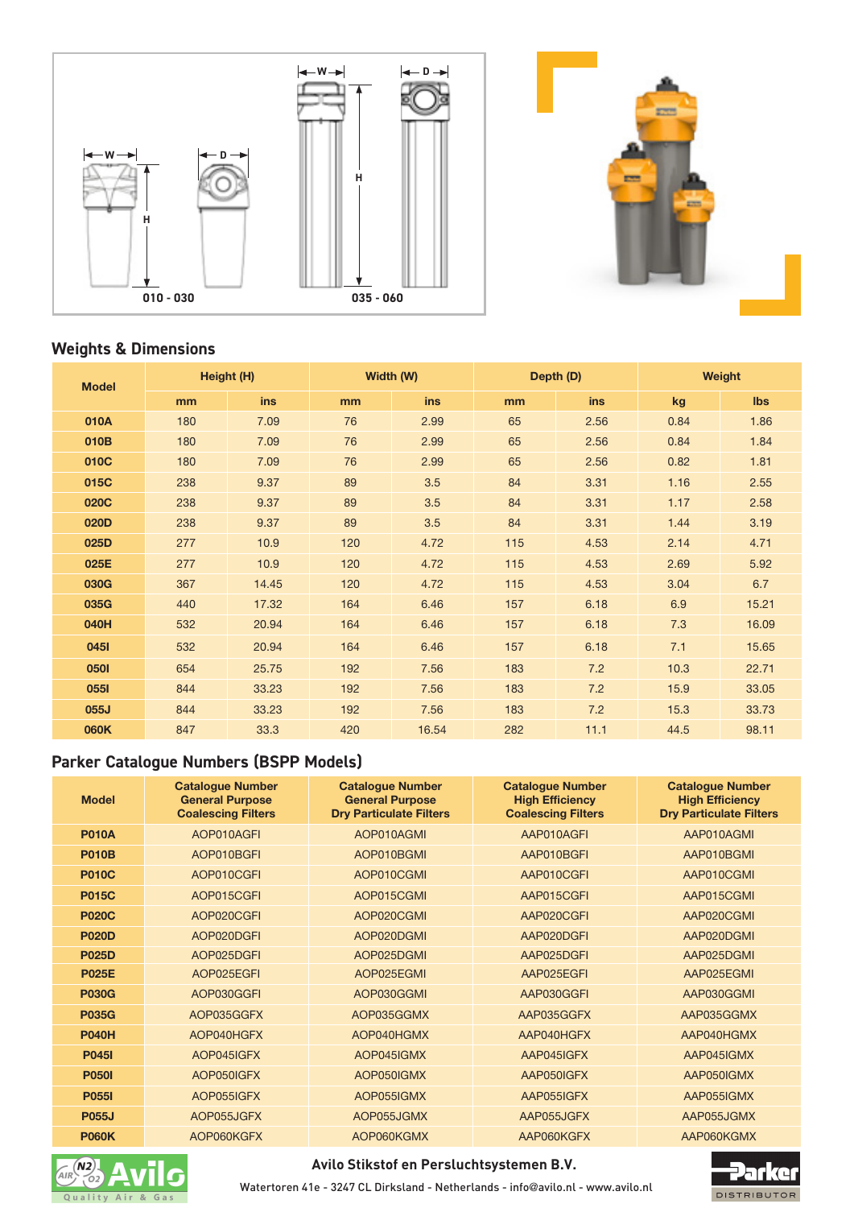W

D

H

010 - 030

W

D

H

035 - 060

## Weights & Dimensions

| Model | Height (H) | | Width (W) | | Depth (D) | | Weight | |
|---|---|---|---|---|---|---|---|---|
| | mm | ins | mm | ins | mm | ins | kg | lbs |
| 010A | 180 | 7.09 | 76 | 2.99 | 65 | 2.56 | 0.84 | 1.86 |
| 010B | 180 | 7.09 | 76 | 2.99 | 65 | 2.56 | 0.84 | 1.84 |
| 010C | 180 | 7.09 | 76 | 2.99 | 65 | 2.56 | 0.82 | 1.81 |
| 015C | 238 | 9.37 | 89 | 3.5 | 84 | 3.31 | 1.16 | 2.55 |
| 020C | 238 | 9.37 | 89 | 3.5 | 84 | 3.31 | 1.17 | 2.58 |
| 020D | 238 | 9.37 | 89 | 3.5 | 84 | 3.31 | 1.44 | 3.19 |
| 025D | 277 | 10.9 | 120 | 4.72 | 115 | 4.53 | 2.14 | 4.71 |
| 025E | 277 | 10.9 | 120 | 4.72 | 115 | 4.53 | 2.69 | 5.92 |
| 030G | 367 | 14.45 | 120 | 4.72 | 115 | 4.53 | 3.04 | 6.7 |
| 035G | 440 | 17.32 | 164 | 6.46 | 157 | 6.18 | 6.9 | 15.21 |
| 040H | 532 | 20.94 | 164 | 6.46 | 157 | 6.18 | 7.3 | 16.09 |
| 045I | 532 | 20.94 | 164 | 6.46 | 157 | 6.18 | 7.1 | 15.65 |
| 050I | 654 | 25.75 | 192 | 7.56 | 183 | 7.2 | 10.3 | 22.71 |
| 055I | 844 | 33.23 | 192 | 7.56 | 183 | 7.2 | 15.9 | 33.05 |
| 055J | 844 | 33.23 | 192 | 7.56 | 183 | 7.2 | 15.3 | 33.73 |
| 060K | 847 | 33.3 | 420 | 16.54 | 282 | 11.1 | 44.5 | 98.11 |

## Parker Catalogue Numbers (BSPP Models)

| Model | Catalogue Number General Purpose Coalescing Filters | Catalogue Number General Purpose Dry Particulate Filters | Catalogue Number High Efficiency Coalescing Filters | Catalogue Number High Efficiency Dry Particulate Filters |
|---|---|---|---|---|
| P010A | AOP010AGFI | AOP010AGMI | AAP010AGFI | AAP010AGMI |
| P010B | AOP010BGFI | AOP010BGMI | AAP010BGFI | AAP010BGMI |
| P010C | AOP010CGFI | AOP010CGMI | AAP010CGFI | AAP010CGMI |
| P015C | AOP015CGFI | AOP015CGMI | AAP015CGFI | AAP015CGMI |
| P020C | AOP020CGFI | AOP020CGMI | AAP020CGFI | AAP020CGMI |
| P020D | AOP020DGFI | AOP020DGMI | AAP020DGFI | AAP020DGMI |
| P025D | AOP025DGFI | AOP025DGMI | AAP025DGFI | AAP025DGMI |
| P025E | AOP025EGFI | AOP025EGMI | AAP025EGFI | AAP025EGMI |
| P030G | AOP030GGFI | AOP030GGMI | AAP030GGFI | AAP030GGMI |
| P035G | AOP035GGFX | AOP035GGMX | AAP035GGFX | AAP035GGMX |
| P040H | AOP040HGFX | AOP040HGMX | AAP040HGFX | AAP040HGMX |
| P045I | AOP045IGFX | AOP045IGMX | AAP045IGFX | AAP045IGMX |
| P050I | AOP050IGFX | AOP050IGMX | AAP050IGFX | AAP050IGMX |
| P055I | AOP055IGFX | AOP055IGMX | AAP055IGFX | AAP055IGMX |
| P055J | AOP055JGFX | AOP055JGMX | AAP055JGFX | AAP055JGMX |
| P060K | AOP060KGFX | AOP060KGMX | AAP060KGFX | AAP060KGMX |

Avilo Stikstof en Persluchtsystemen B.V.

Watertoren 41e - 3247 CL Dirksland - Netherlands - info@avilo.nl - www.avilo.nl